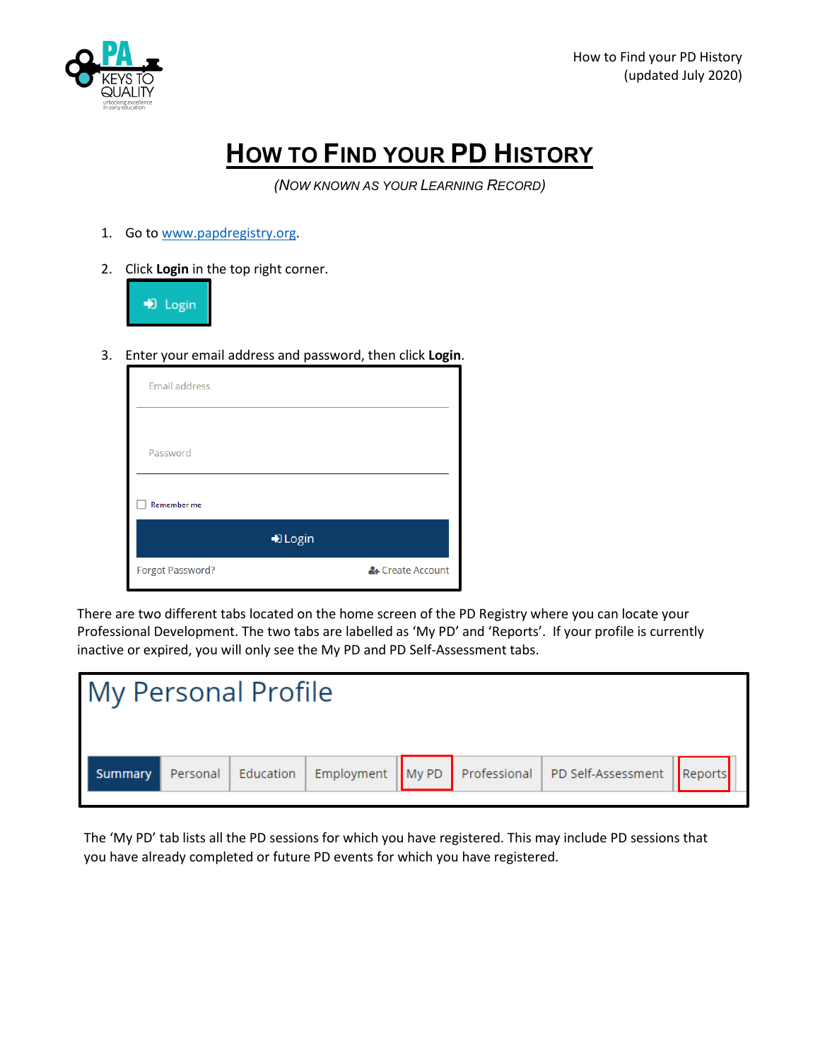# How to Find your PD History

*(Now known as your Learning Record)*

1. Go to www.papdregistry.org.

2. Click **Login** in the top right corner.

   Login

3. Enter your email address and password, then click **Login**.

   Email address

   Password

   Remember me

   Login

   Forgot Password? Create Account

There are two different tabs located on the home screen of the PD Registry where you can locate your Professional Development. The two tabs are labelled as 'My PD' and 'Reports'. If your profile is currently inactive or expired, you will only see the My PD and PD Self-Assessment tabs.

My Personal Profile

Summary | Personal | Education | Employment | My PD | Professional | PD Self-Assessment | Reports

The 'My PD' tab lists all the PD sessions for which you have registered. This may include PD sessions that you have already completed or future PD events for which you have registered.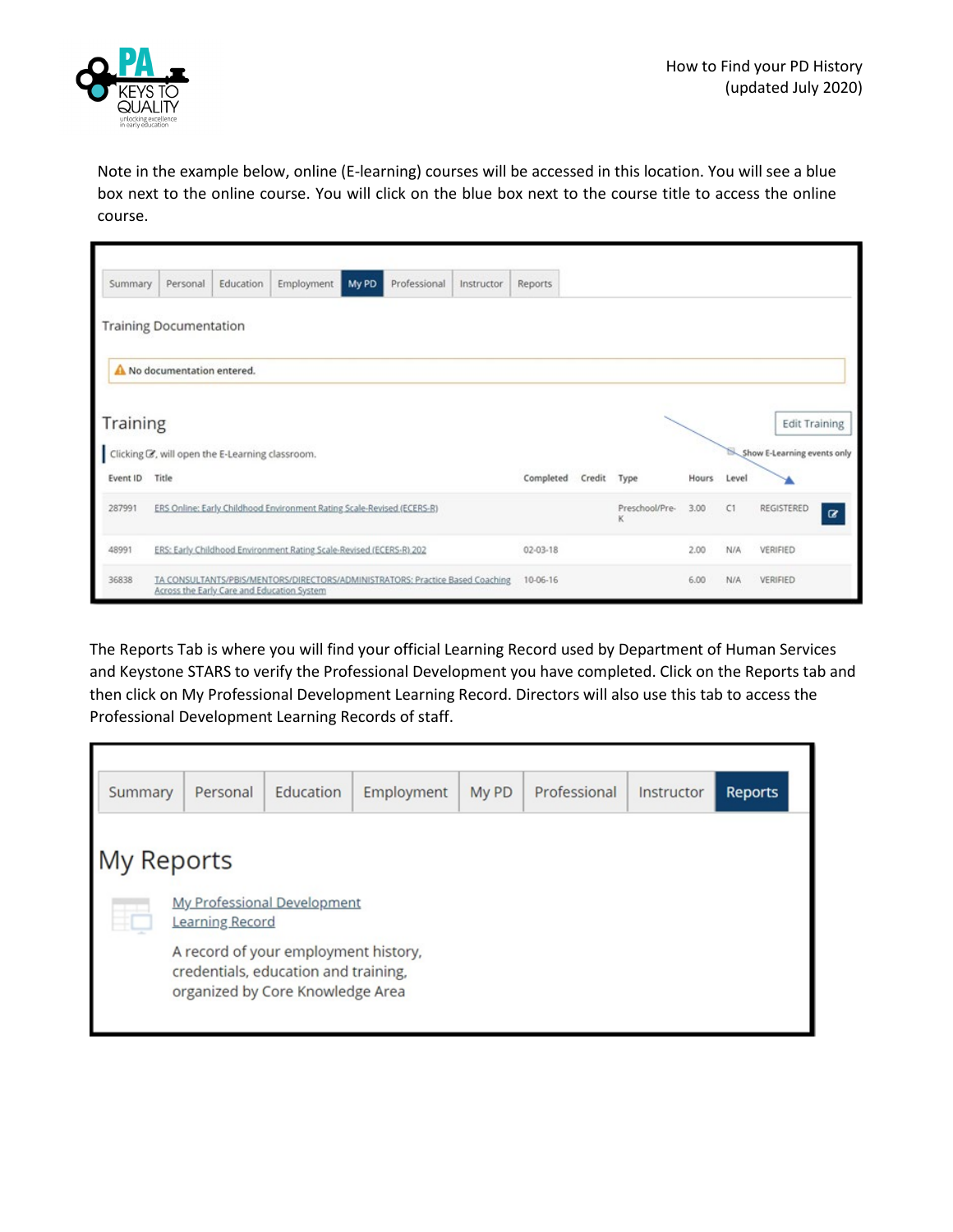Note in the example below, online (E-learning) courses will be accessed in this location. You will see a blue box next to the online course. You will click on the blue box next to the course title to access the online course.

Summary | Personal | Education | Employment | My PD | Professional | Instructor | Reports

Training Documentation

⚠ No documentation entered.

Training

Edit Training

Clicking ☑, will open the E-Learning classroom.

Show E-Learning events only

| Event ID | Title | Completed | Credit | Type | Hours | Level | |
|---|---|---|---|---|---|---|---|
| 287991 | ERS Online: Early Childhood Environment Rating Scale-Revised (ECERS-R) | | | Preschool/Pre-K | 3.00 | C1 | REGISTERED |
| 48991 | ERS: Early Childhood Environment Rating Scale-Revised (ECERS-R) 202 | 02-03-18 | | | 2.00 | N/A | VERIFIED |
| 36838 | TA CONSULTANTS/PBIS/MENTORS/DIRECTORS/ADMINISTRATORS: Practice Based Coaching Across the Early Care and Education System | 10-06-16 | | | 6.00 | N/A | VERIFIED |

The Reports Tab is where you will find your official Learning Record used by Department of Human Services and Keystone STARS to verify the Professional Development you have completed. Click on the Reports tab and then click on My Professional Development Learning Record. Directors will also use this tab to access the Professional Development Learning Records of staff.

Summary | Personal | Education | Employment | My PD | Professional | Instructor | Reports

My Reports

My Professional Development Learning Record

A record of your employment history, credentials, education and training, organized by Core Knowledge Area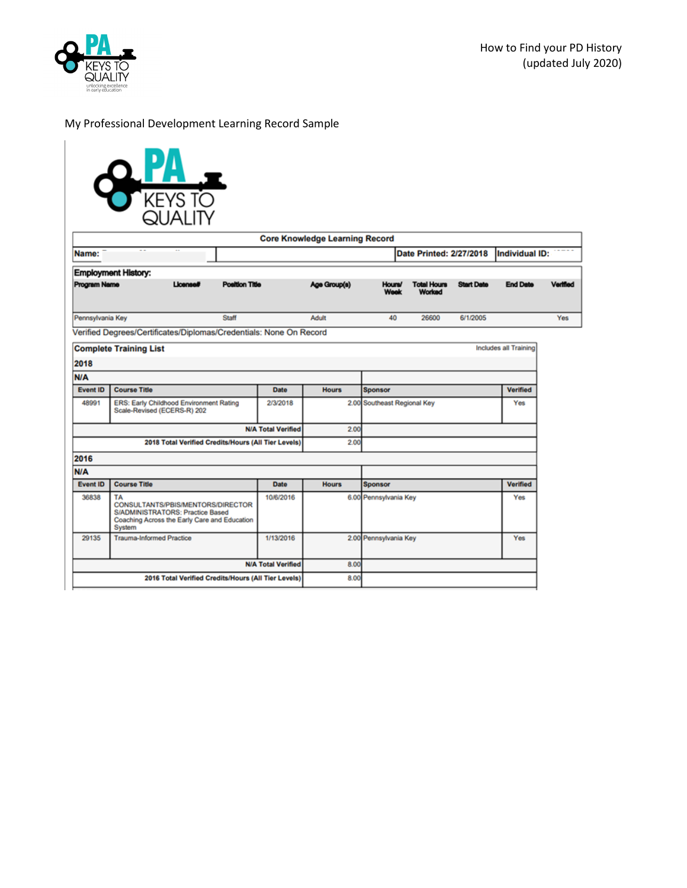My Professional Development Learning Record Sample

**Core Knowledge Learning Record**

| Name: | Date Printed: 2/27/2018 | Individual ID: |
|---|---|---|

**Employment History:**

| Program Name | License# | Position Title | Age Group(s) | Hours/ Week | Total Hours Worked | Start Date | End Date | Verified |
|---|---|---|---|---|---|---|---|---|
| Pennsylvania Key | | Staff | Adult | 40 | 26600 | 6/1/2005 | | Yes |

Verified Degrees/Certificates/Diplomas/Credentials: None On Record

**Complete Training List** — Includes all Training

**2018**

**N/A**

| Event ID | Course Title | Date | Hours | Sponsor | Verified |
|---|---|---|---|---|---|
| 48991 | ERS: Early Childhood Environment Rating Scale-Revised (ECERS-R) 202 | 2/3/2018 | 2.00 | Southeast Regional Key | Yes |
| | **N/A Total Verified** | | 2.00 | | |
| | **2018 Total Verified Credits/Hours (All Tier Levels)** | | 2.00 | | |

**2016**

**N/A**

| Event ID | Course Title | Date | Hours | Sponsor | Verified |
|---|---|---|---|---|---|
| 36838 | TA CONSULTANTS/PBIS/MENTORS/DIRECTORS/ADMINISTRATORS: Practice Based Coaching Across the Early Care and Education System | 10/6/2016 | 6.00 | Pennsylvania Key | Yes |
| 29135 | Trauma-Informed Practice | 1/13/2016 | 2.00 | Pennsylvania Key | Yes |
| | **N/A Total Verified** | | 8.00 | | |
| | **2016 Total Verified Credits/Hours (All Tier Levels)** | | 8.00 | | |